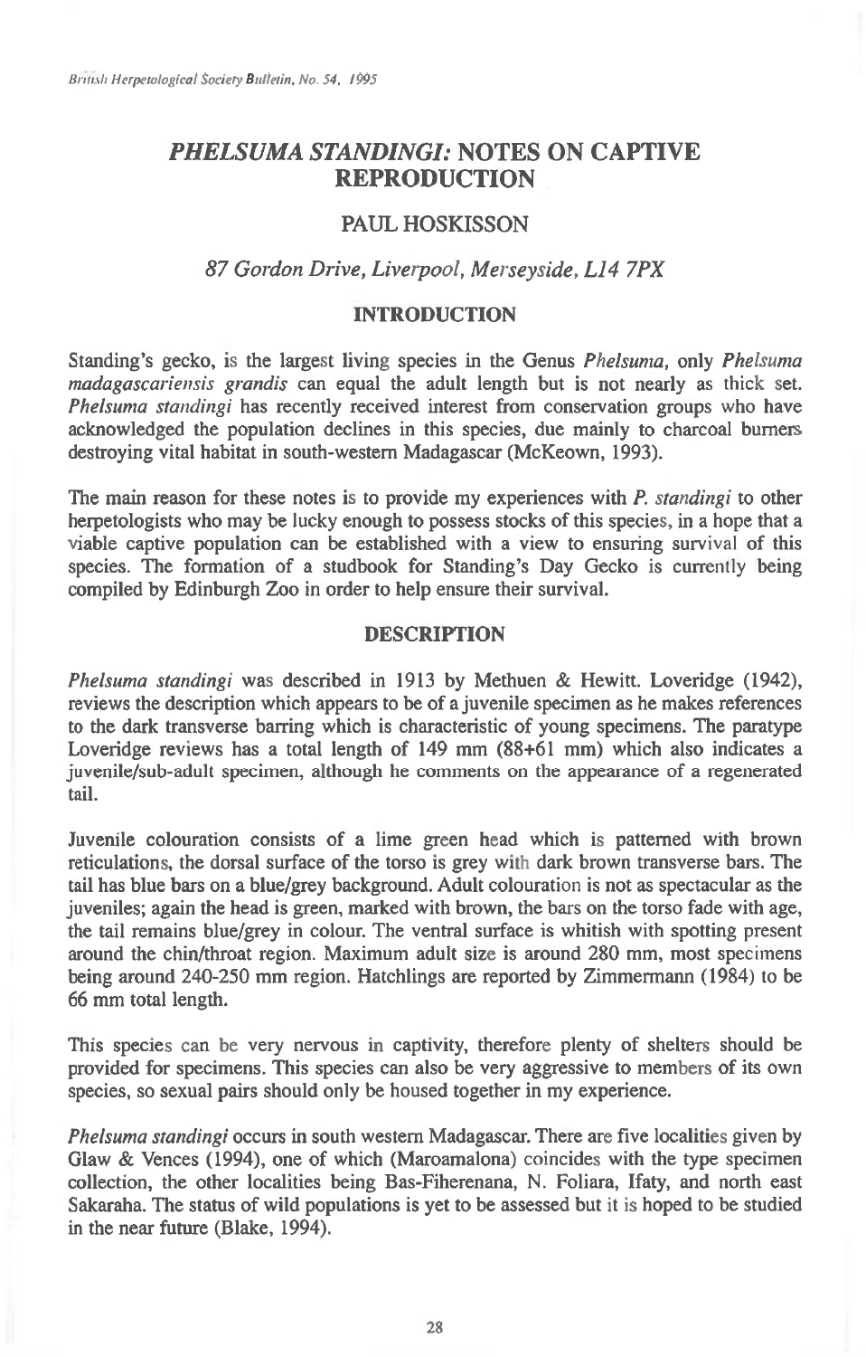# *PHELSUMA STANDINGI:* NOTES ON CAPTIVE REPRODUCTION

## PAUL HOSKISSON

*87 Gordon Drive, Liverpool, Merseyside, L14 7PX*

## INTRODUCTION

Standing's gecko, is the largest living species in the Genus *Phelsuma*, only *Phelsuma madagascariensis grandis* can equal the adult length but is not nearly as thick set. *Phelsuma standingi* has recently received interest from conservation groups who have acknowledged the population declines in this species, due mainly to charcoal burners destroying vital habitat in south-western Madagascar (McKeown, 1993).

The main reason for these notes is to provide my experiences with *P. standingi* to other herpetologists who may be lucky enough to possess stocks of this species, in a hope that a viable captive population can be established with a view to ensuring survival of this species. The formation of a studbook for Standing's Day Gecko is currently being compiled by Edinburgh Zoo in order to help ensure their survival.

## DESCRIPTION

*Phelsuma standingi* was described in 1913 by Methuen & Hewitt. Loveridge (1942), reviews the description which appears to be of a juvenile specimen as he makes references to the dark transverse barring which is characteristic of young specimens. The paratype Loveridge reviews has a total length of 149 mm (88+61 mm) which also indicates a juvenile/sub-adult specimen, although he comments on the appearance of a regenerated tail.

Juvenile colouration consists of a lime green head which is patterned with brown reticulations, the dorsal surface of the torso is grey with dark brown transverse bars. The tail has blue bars on a blue/grey background. Adult colouration is not as spectacular as the juveniles; again the head is green, marked with brown, the bars on the torso fade with age, the tail remains blue/grey in colour. The ventral surface is whitish with spotting present around the chin/throat region. Maximum adult size is around 280 mm, most specimens being around 240-250 mm region. Hatchlings are reported by Zimmermann (1984) to be 66 mm total length.

This species can be very nervous in captivity, therefore plenty of shelters should be provided for specimens. This species can also be very aggressive to members of its own species, so sexual pairs should only be housed together in my experience.

*Phelsuma standingi* occurs in south western Madagascar. There are five localities given by Glaw & Vences (1994), one of which (Maroamalona) coincides with the type specimen collection, the other localities being Bas-Fiherenana, N. Foliara, Ifaty, and north east Sakaraha. The status of wild populations is yet to be assessed but it is hoped to be studied in the near future (Blake, 1994).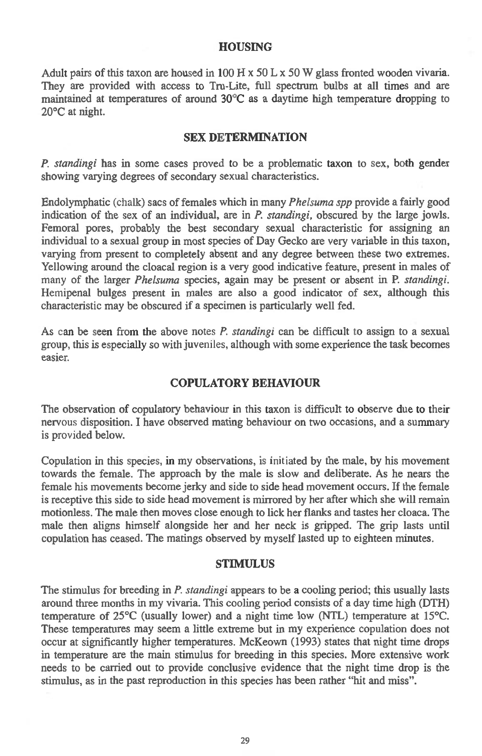## HOUSING

Adult pairs of this taxon are housed in 100 H x 50 L x 50 W glass fronted wooden vivaria. They are provided with access to Tru-Lite, full spectrum bulbs at all times and are maintained at temperatures of around 30°C as a daytime high temperature dropping to 20°C at night.

## SEX DETERMINATION

*P. standingi* has in some cases proved to be a problematic taxon to sex, both gender showing varying degrees of secondary sexual characteristics.

Endolymphatic (chalk) sacs of females which in many *Phelsuma spp* provide a fairly good indication of the sex of an individual, are in *P. standingi*, obscured by the large jowls. Femoral pores, probably the best secondary sexual characteristic for assigning an individual to a sexual group in most species of Day Gecko are very variable in this taxon, varying from present to completely absent and any degree between these two extremes. Yellowing around the cloacal region is a very good indicative feature, present in males of many of the larger *Phelsuma* species, again may be present or absent in P. *standingi*. Hemipenal bulges present in males are also a good indicator of sex, although this characteristic may be obscured if a specimen is particularly well fed.

As can be seen from the above notes *P. standingi* can be difficult to assign to a sexual group, this is especially so with juveniles, although with some experience the task becomes easier.

## COPULATORY BEHAVIOUR

The observation of copulatory behaviour in this taxon is difficult to observe due to their nervous disposition. I have observed mating behaviour on two occasions, and a summary is provided below.

Copulation in this species, in my observations, is initiated by the male, by his movement towards the female. The approach by the male is slow and deliberate. As he nears the female his movements become jerky and side to side head movement occurs. If the female is receptive this side to side head movement is mirrored by her after which she will remain motionless. The male then moves close enough to lick her flanks and tastes her cloaca. The male then aligns himself alongside her and her neck is gripped. The grip lasts until copulation has ceased. The matings observed by myself lasted up to eighteen minutes.

## STIMULUS

The stimulus for breeding in *P. standingi* appears to be a cooling period; this usually lasts around three months in my vivaria. This cooling period consists of a day time high (DTH) temperature of 25°C (usually lower) and a night time low (NTL) temperature at 15°C. These temperatures may seem a little extreme but in my experience copulation does not occur at significantly higher temperatures. McKeown (1993) states that night time drops in temperature are the main stimulus for breeding in this species. More extensive work needs to be carried out to provide conclusive evidence that the night time drop is the stimulus, as in the past reproduction in this species has been rather "hit and miss".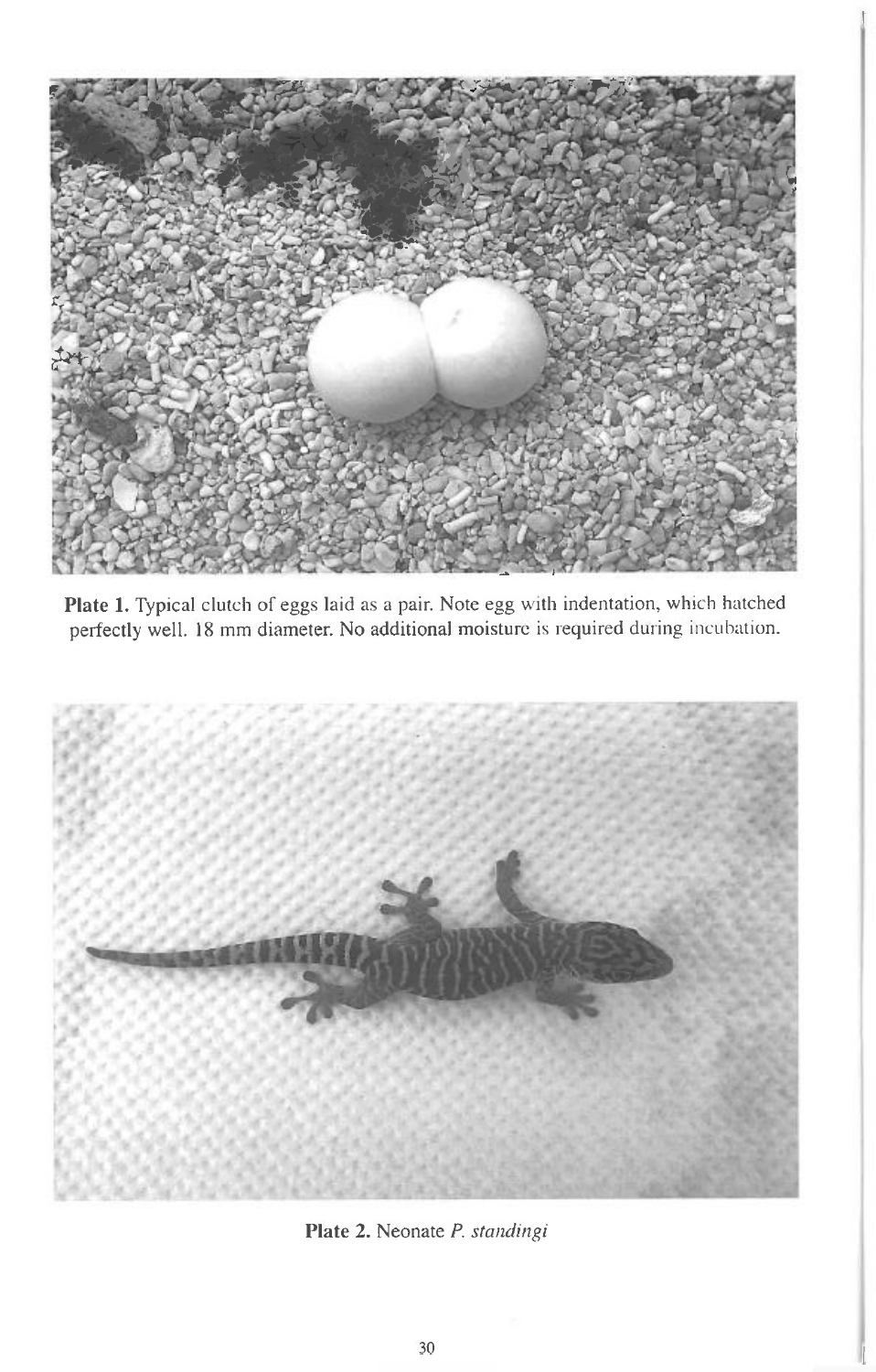**Plate 1.** Typical clutch of eggs laid as a pair. Note egg with indentation, which hatched perfectly well. 18 mm diameter. No additional moisture is required during incubation.

**Plate 2.** Neonate *P. standingi*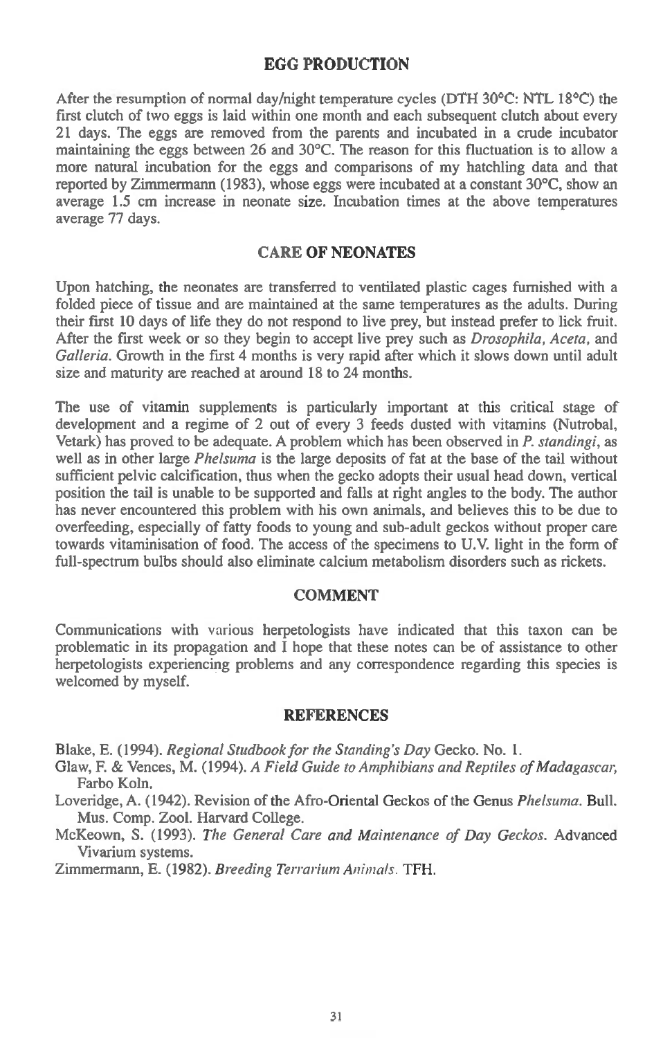## EGG PRODUCTION

After the resumption of normal day/night temperature cycles (DTH 30°C: NTL 18°C) the first clutch of two eggs is laid within one month and each subsequent clutch about every 21 days. The eggs are removed from the parents and incubated in a crude incubator maintaining the eggs between 26 and 30°C. The reason for this fluctuation is to allow a more natural incubation for the eggs and comparisons of my hatchling data and that reported by Zimmermann (1983), whose eggs were incubated at a constant 30°C, show an average 1.5 cm increase in neonate size. Incubation times at the above temperatures average 77 days.

## CARE OF NEONATES

Upon hatching, the neonates are transferred to ventilated plastic cages furnished with a folded piece of tissue and are maintained at the same temperatures as the adults. During their first 10 days of life they do not respond to live prey, but instead prefer to lick fruit. After the first week or so they begin to accept live prey such as *Drosophila*, *Aceta*, and *Galleria*. Growth in the first 4 months is very rapid after which it slows down until adult size and maturity are reached at around 18 to 24 months.

The use of vitamin supplements is particularly important at this critical stage of development and a regime of 2 out of every 3 feeds dusted with vitamins (Nutrobal, Vetark) has proved to be adequate. A problem which has been observed in *P. standingi*, as well as in other large *Phelsuma* is the large deposits of fat at the base of the tail without sufficient pelvic calcification, thus when the gecko adopts their usual head down, vertical position the tail is unable to be supported and falls at right angles to the body. The author has never encountered this problem with his own animals, and believes this to be due to overfeeding, especially of fatty foods to young and sub-adult geckos without proper care towards vitaminisation of food. The access of the specimens to U.V. light in the form of full-spectrum bulbs should also eliminate calcium metabolism disorders such as rickets.

## COMMENT

Communications with various herpetologists have indicated that this taxon can be problematic in its propagation and I hope that these notes can be of assistance to other herpetologists experiencing problems and any correspondence regarding this species is welcomed by myself.

## REFERENCES

Blake, E. (1994). *Regional Studbook for the Standing's Day* Gecko. No. 1.

Glaw, F. & Vences, M. (1994). *A Field Guide to Amphibians and Reptiles of Madagascar,* Farbo Koln.

Loveridge, A. (1942). Revision of the Afro-Oriental Geckos of the Genus *Phelsuma*. Bull. Mus. Comp. Zool. Harvard College.

McKeown, S. (1993). *The General Care and Maintenance of Day Geckos*. Advanced Vivarium systems.

Zimmermann, E. (1982). *Breeding Terrarium Animals*. TFH.